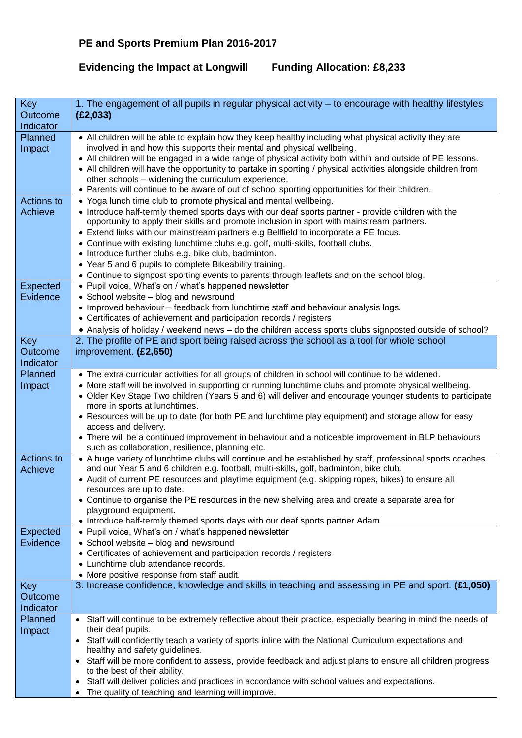# PE and Sports Premium Plan 2016-2017

## Evidencing the Impact at Longwill Funding Allocation: £8,233

| | |
|---|---|
| Key Outcome Indicator | 1. The engagement of all pupils in regular physical activity – to encourage with healthy lifestyles **(£2,033)** |
| Planned Impact | • All children will be able to explain how they keep healthy including what physical activity they are involved in and how this supports their mental and physical wellbeing.<br>• All children will be engaged in a wide range of physical activity both within and outside of PE lessons.<br>• All children will have the opportunity to partake in sporting / physical activities alongside children from other schools – widening the curriculum experience.<br>• Parents will continue to be aware of out of school sporting opportunities for their children. |
| Actions to Achieve | • Yoga lunch time club to promote physical and mental wellbeing.<br>• Introduce half-termly themed sports days with our deaf sports partner - provide children with the opportunity to apply their skills and promote inclusion in sport with mainstream partners.<br>• Extend links with our mainstream partners e.g Bellfield to incorporate a PE focus.<br>• Continue with existing lunchtime clubs e.g. golf, multi-skills, football clubs.<br>• Introduce further clubs e.g. bike club, badminton.<br>• Year 5 and 6 pupils to complete Bikeability training.<br>• Continue to signpost sporting events to parents through leaflets and on the school blog. |
| Expected Evidence | • Pupil voice, What's on / what's happened newsletter<br>• School website – blog and newsround<br>• Improved behaviour – feedback from lunchtime staff and behaviour analysis logs.<br>• Certificates of achievement and participation records / registers<br>• Analysis of holiday / weekend news – do the children access sports clubs signposted outside of school? |
| Key Outcome Indicator | 2. The profile of PE and sport being raised across the school as a tool for whole school improvement. **(£2,650)** |
| Planned Impact | • The extra curricular activities for all groups of children in school will continue to be widened.<br>• More staff will be involved in supporting or running lunchtime clubs and promote physical wellbeing.<br>• Older Key Stage Two children (Years 5 and 6) will deliver and encourage younger students to participate more in sports at lunchtimes.<br>• Resources will be up to date (for both PE and lunchtime play equipment) and storage allow for easy access and delivery.<br>• There will be a continued improvement in behaviour and a noticeable improvement in BLP behaviours such as collaboration, resilience, planning etc. |
| Actions to Achieve | • A huge variety of lunchtime clubs will continue and be established by staff, professional sports coaches and our Year 5 and 6 children e.g. football, multi-skills, golf, badminton, bike club.<br>• Audit of current PE resources and playtime equipment (e.g. skipping ropes, bikes) to ensure all resources are up to date.<br>• Continue to organise the PE resources in the new shelving area and create a separate area for playground equipment.<br>• Introduce half-termly themed sports days with our deaf sports partner Adam. |
| Expected Evidence | • Pupil voice, What's on / what's happened newsletter<br>• School website – blog and newsround<br>• Certificates of achievement and participation records / registers<br>• Lunchtime club attendance records.<br>• More positive response from staff audit. |
| Key Outcome Indicator | 3. Increase confidence, knowledge and skills in teaching and assessing in PE and sport. **(£1,050)** |
| Planned Impact | • Staff will continue to be extremely reflective about their practice, especially bearing in mind the needs of their deaf pupils.<br>• Staff will confidently teach a variety of sports inline with the National Curriculum expectations and healthy and safety guidelines.<br>• Staff will be more confident to assess, provide feedback and adjust plans to ensure all children progress to the best of their ability.<br>• Staff will deliver policies and practices in accordance with school values and expectations.<br>• The quality of teaching and learning will improve. |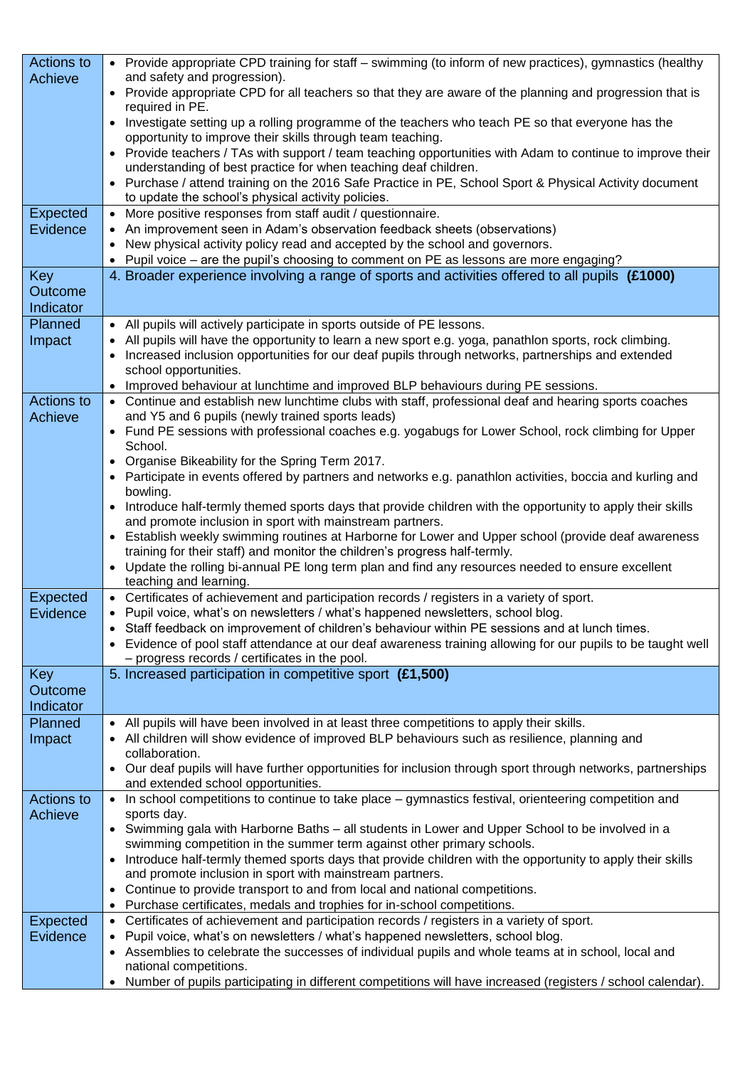| | |
|---|---|
| Actions to Achieve | • Provide appropriate CPD training for staff – swimming (to inform of new practices), gymnastics (healthy and safety and progression).<br>• Provide appropriate CPD for all teachers so that they are aware of the planning and progression that is required in PE.<br>• Investigate setting up a rolling programme of the teachers who teach PE so that everyone has the opportunity to improve their skills through team teaching.<br>• Provide teachers / TAs with support / team teaching opportunities with Adam to continue to improve their understanding of best practice for when teaching deaf children.<br>• Purchase / attend training on the 2016 Safe Practice in PE, School Sport & Physical Activity document to update the school's physical activity policies. |
| Expected Evidence | • More positive responses from staff audit / questionnaire.<br>• An improvement seen in Adam's observation feedback sheets (observations)<br>• New physical activity policy read and accepted by the school and governors.<br>• Pupil voice – are the pupil's choosing to comment on PE as lessons are more engaging? |
| Key Outcome Indicator | 4. Broader experience involving a range of sports and activities offered to all pupils **(£1000)** |
| Planned Impact | • All pupils will actively participate in sports outside of PE lessons.<br>• All pupils will have the opportunity to learn a new sport e.g. yoga, panathlon sports, rock climbing.<br>• Increased inclusion opportunities for our deaf pupils through networks, partnerships and extended school opportunities.<br>• Improved behaviour at lunchtime and improved BLP behaviours during PE sessions. |
| Actions to Achieve | • Continue and establish new lunchtime clubs with staff, professional deaf and hearing sports coaches and Y5 and 6 pupils (newly trained sports leads)<br>• Fund PE sessions with professional coaches e.g. yogabugs for Lower School, rock climbing for Upper School.<br>• Organise Bikeability for the Spring Term 2017.<br>• Participate in events offered by partners and networks e.g. panathlon activities, boccia and kurling and bowling.<br>• Introduce half-termly themed sports days that provide children with the opportunity to apply their skills and promote inclusion in sport with mainstream partners.<br>• Establish weekly swimming routines at Harborne for Lower and Upper school (provide deaf awareness training for their staff) and monitor the children's progress half-termly.<br>• Update the rolling bi-annual PE long term plan and find any resources needed to ensure excellent teaching and learning. |
| Expected Evidence | • Certificates of achievement and participation records / registers in a variety of sport.<br>• Pupil voice, what's on newsletters / what's happened newsletters, school blog.<br>• Staff feedback on improvement of children's behaviour within PE sessions and at lunch times.<br>• Evidence of pool staff attendance at our deaf awareness training allowing for our pupils to be taught well – progress records / certificates in the pool. |
| Key Outcome Indicator | 5. Increased participation in competitive sport **(£1,500)** |
| Planned Impact | • All pupils will have been involved in at least three competitions to apply their skills.<br>• All children will show evidence of improved BLP behaviours such as resilience, planning and collaboration.<br>• Our deaf pupils will have further opportunities for inclusion through sport through networks, partnerships and extended school opportunities. |
| Actions to Achieve | • In school competitions to continue to take place – gymnastics festival, orienteering competition and sports day.<br>• Swimming gala with Harborne Baths – all students in Lower and Upper School to be involved in a swimming competition in the summer term against other primary schools.<br>• Introduce half-termly themed sports days that provide children with the opportunity to apply their skills and promote inclusion in sport with mainstream partners.<br>• Continue to provide transport to and from local and national competitions.<br>• Purchase certificates, medals and trophies for in-school competitions. |
| Expected Evidence | • Certificates of achievement and participation records / registers in a variety of sport.<br>• Pupil voice, what's on newsletters / what's happened newsletters, school blog.<br>• Assemblies to celebrate the successes of individual pupils and whole teams at in school, local and national competitions.<br>• Number of pupils participating in different competitions will have increased (registers / school calendar). |